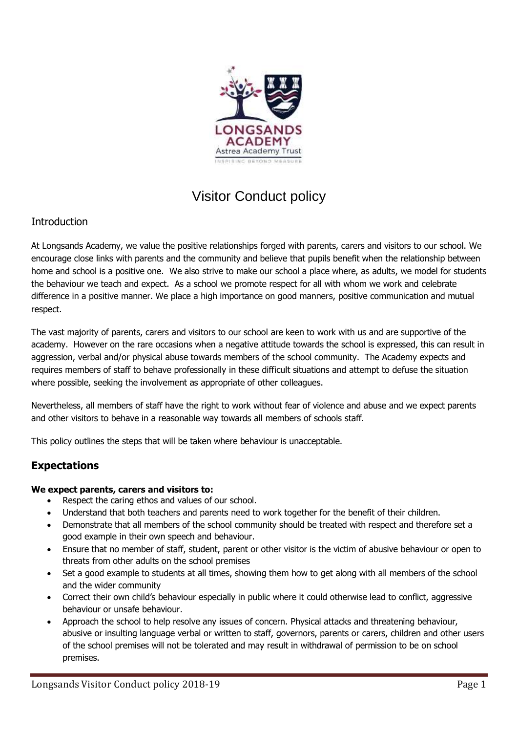# Visitor Conduct policy

## Introduction

At Longsands Academy, we value the positive relationships forged with parents, carers and visitors to our school. We encourage close links with parents and the community and believe that pupils benefit when the relationship between home and school is a positive one. We also strive to make our school a place where, as adults, we model for students the behaviour we teach and expect. As a school we promote respect for all with whom we work and celebrate difference in a positive manner. We place a high importance on good manners, positive communication and mutual respect.

The vast majority of parents, carers and visitors to our school are keen to work with us and are supportive of the academy. However on the rare occasions when a negative attitude towards the school is expressed, this can result in aggression, verbal and/or physical abuse towards members of the school community. The Academy expects and requires members of staff to behave professionally in these difficult situations and attempt to defuse the situation where possible, seeking the involvement as appropriate of other colleagues.

Nevertheless, all members of staff have the right to work without fear of violence and abuse and we expect parents and other visitors to behave in a reasonable way towards all members of schools staff.

This policy outlines the steps that will be taken where behaviour is unacceptable.

## Expectations

**We expect parents, carers and visitors to:**

- Respect the caring ethos and values of our school.
- Understand that both teachers and parents need to work together for the benefit of their children.
- Demonstrate that all members of the school community should be treated with respect and therefore set a good example in their own speech and behaviour.
- Ensure that no member of staff, student, parent or other visitor is the victim of abusive behaviour or open to threats from other adults on the school premises
- Set a good example to students at all times, showing them how to get along with all members of the school and the wider community
- Correct their own child's behaviour especially in public where it could otherwise lead to conflict, aggressive behaviour or unsafe behaviour.
- Approach the school to help resolve any issues of concern. Physical attacks and threatening behaviour, abusive or insulting language verbal or written to staff, governors, parents or carers, children and other users of the school premises will not be tolerated and may result in withdrawal of permission to be on school premises.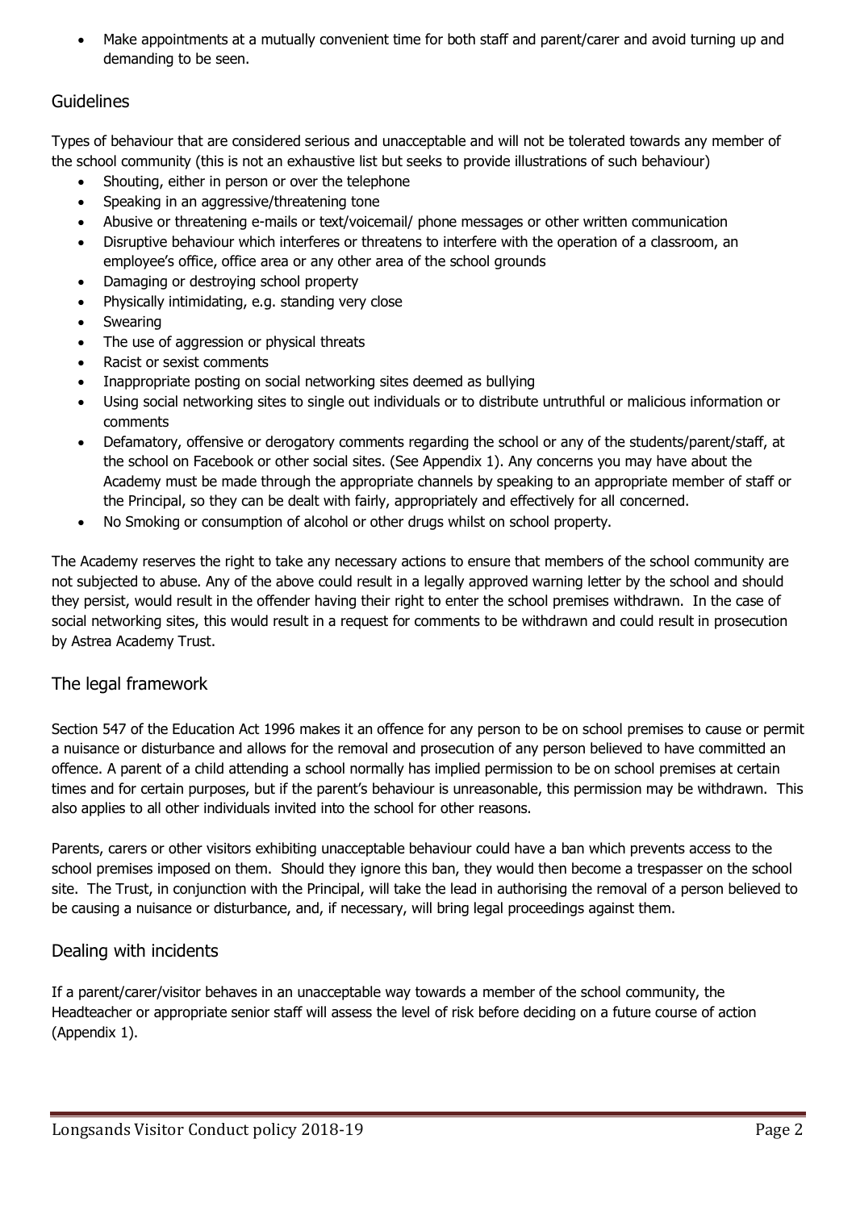- Make appointments at a mutually convenient time for both staff and parent/carer and avoid turning up and demanding to be seen.

## Guidelines

Types of behaviour that are considered serious and unacceptable and will not be tolerated towards any member of the school community (this is not an exhaustive list but seeks to provide illustrations of such behaviour)

- Shouting, either in person or over the telephone
- Speaking in an aggressive/threatening tone
- Abusive or threatening e-mails or text/voicemail/ phone messages or other written communication
- Disruptive behaviour which interferes or threatens to interfere with the operation of a classroom, an employee's office, office area or any other area of the school grounds
- Damaging or destroying school property
- Physically intimidating, e.g. standing very close
- Swearing
- The use of aggression or physical threats
- Racist or sexist comments
- Inappropriate posting on social networking sites deemed as bullying
- Using social networking sites to single out individuals or to distribute untruthful or malicious information or comments
- Defamatory, offensive or derogatory comments regarding the school or any of the students/parent/staff, at the school on Facebook or other social sites. (See Appendix 1). Any concerns you may have about the Academy must be made through the appropriate channels by speaking to an appropriate member of staff or the Principal, so they can be dealt with fairly, appropriately and effectively for all concerned.
- No Smoking or consumption of alcohol or other drugs whilst on school property.

The Academy reserves the right to take any necessary actions to ensure that members of the school community are not subjected to abuse. Any of the above could result in a legally approved warning letter by the school and should they persist, would result in the offender having their right to enter the school premises withdrawn. In the case of social networking sites, this would result in a request for comments to be withdrawn and could result in prosecution by Astrea Academy Trust.

## The legal framework

Section 547 of the Education Act 1996 makes it an offence for any person to be on school premises to cause or permit a nuisance or disturbance and allows for the removal and prosecution of any person believed to have committed an offence. A parent of a child attending a school normally has implied permission to be on school premises at certain times and for certain purposes, but if the parent's behaviour is unreasonable, this permission may be withdrawn. This also applies to all other individuals invited into the school for other reasons.

Parents, carers or other visitors exhibiting unacceptable behaviour could have a ban which prevents access to the school premises imposed on them. Should they ignore this ban, they would then become a trespasser on the school site. The Trust, in conjunction with the Principal, will take the lead in authorising the removal of a person believed to be causing a nuisance or disturbance, and, if necessary, will bring legal proceedings against them.

## Dealing with incidents

If a parent/carer/visitor behaves in an unacceptable way towards a member of the school community, the Headteacher or appropriate senior staff will assess the level of risk before deciding on a future course of action (Appendix 1).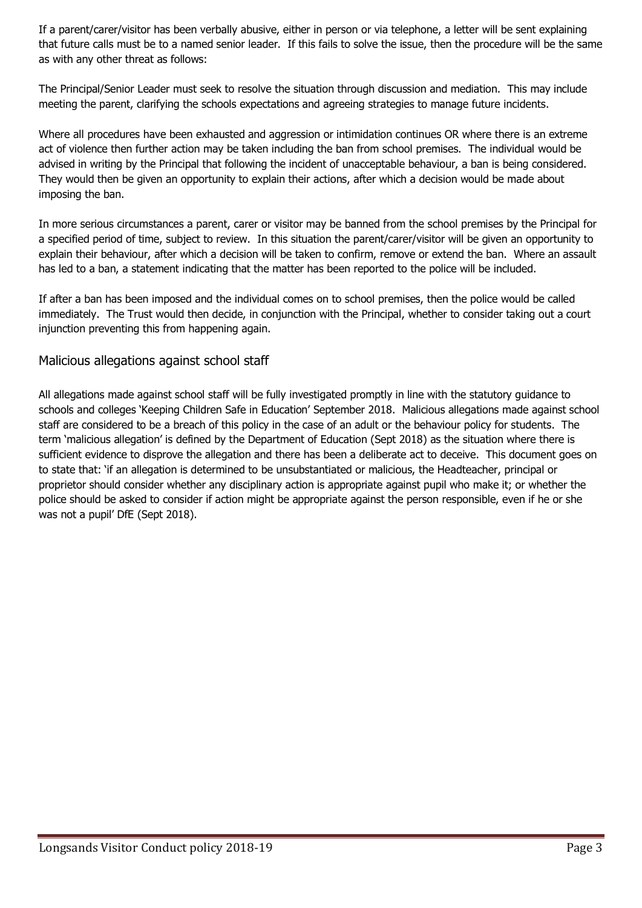If a parent/carer/visitor has been verbally abusive, either in person or via telephone, a letter will be sent explaining that future calls must be to a named senior leader. If this fails to solve the issue, then the procedure will be the same as with any other threat as follows:

The Principal/Senior Leader must seek to resolve the situation through discussion and mediation. This may include meeting the parent, clarifying the schools expectations and agreeing strategies to manage future incidents.

Where all procedures have been exhausted and aggression or intimidation continues OR where there is an extreme act of violence then further action may be taken including the ban from school premises. The individual would be advised in writing by the Principal that following the incident of unacceptable behaviour, a ban is being considered. They would then be given an opportunity to explain their actions, after which a decision would be made about imposing the ban.

In more serious circumstances a parent, carer or visitor may be banned from the school premises by the Principal for a specified period of time, subject to review. In this situation the parent/carer/visitor will be given an opportunity to explain their behaviour, after which a decision will be taken to confirm, remove or extend the ban. Where an assault has led to a ban, a statement indicating that the matter has been reported to the police will be included.

If after a ban has been imposed and the individual comes on to school premises, then the police would be called immediately. The Trust would then decide, in conjunction with the Principal, whether to consider taking out a court injunction preventing this from happening again.

## Malicious allegations against school staff

All allegations made against school staff will be fully investigated promptly in line with the statutory guidance to schools and colleges 'Keeping Children Safe in Education' September 2018. Malicious allegations made against school staff are considered to be a breach of this policy in the case of an adult or the behaviour policy for students. The term 'malicious allegation' is defined by the Department of Education (Sept 2018) as the situation where there is sufficient evidence to disprove the allegation and there has been a deliberate act to deceive. This document goes on to state that: 'if an allegation is determined to be unsubstantiated or malicious, the Headteacher, principal or proprietor should consider whether any disciplinary action is appropriate against pupil who make it; or whether the police should be asked to consider if action might be appropriate against the person responsible, even if he or she was not a pupil' DfE (Sept 2018).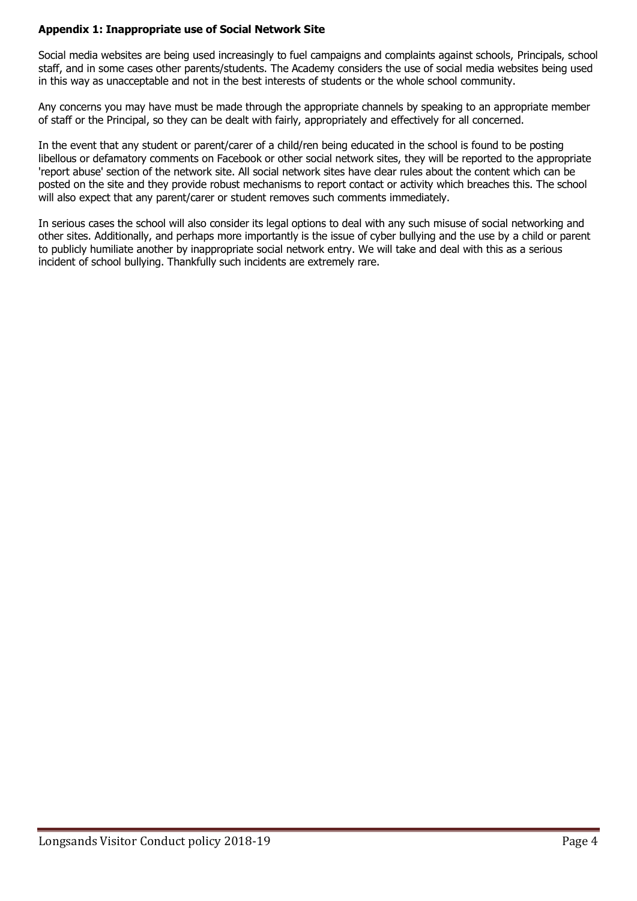**Appendix 1: Inappropriate use of Social Network Site**

Social media websites are being used increasingly to fuel campaigns and complaints against schools, Principals, school staff, and in some cases other parents/students. The Academy considers the use of social media websites being used in this way as unacceptable and not in the best interests of students or the whole school community.

Any concerns you may have must be made through the appropriate channels by speaking to an appropriate member of staff or the Principal, so they can be dealt with fairly, appropriately and effectively for all concerned.

In the event that any student or parent/carer of a child/ren being educated in the school is found to be posting libellous or defamatory comments on Facebook or other social network sites, they will be reported to the appropriate 'report abuse' section of the network site. All social network sites have clear rules about the content which can be posted on the site and they provide robust mechanisms to report contact or activity which breaches this. The school will also expect that any parent/carer or student removes such comments immediately.

In serious cases the school will also consider its legal options to deal with any such misuse of social networking and other sites. Additionally, and perhaps more importantly is the issue of cyber bullying and the use by a child or parent to publicly humiliate another by inappropriate social network entry. We will take and deal with this as a serious incident of school bullying. Thankfully such incidents are extremely rare.